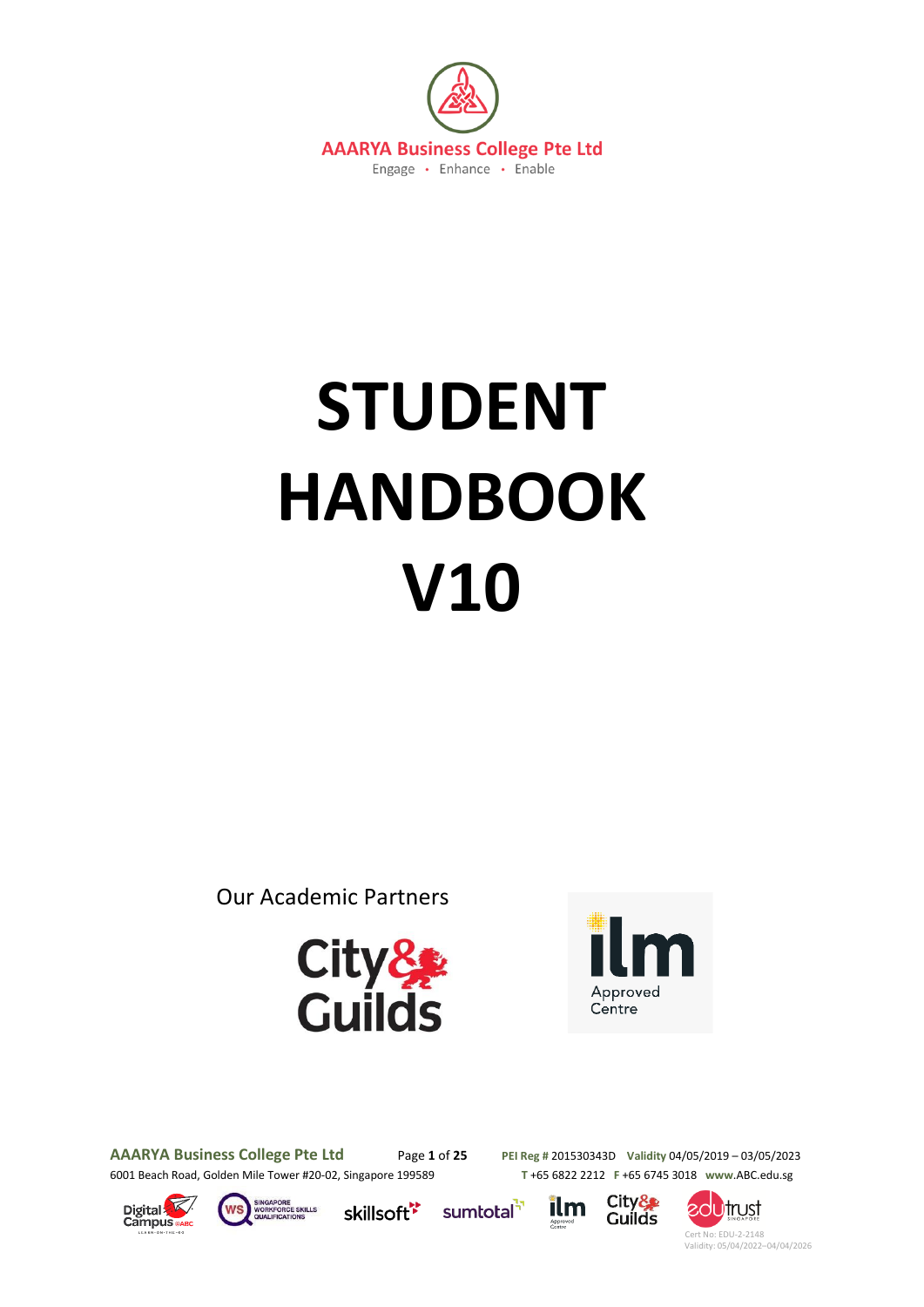AAARYA Business College Pte Ltd

Engage • Enhance • Enable

# STUDENT HANDBOOK V10

Our Academic Partners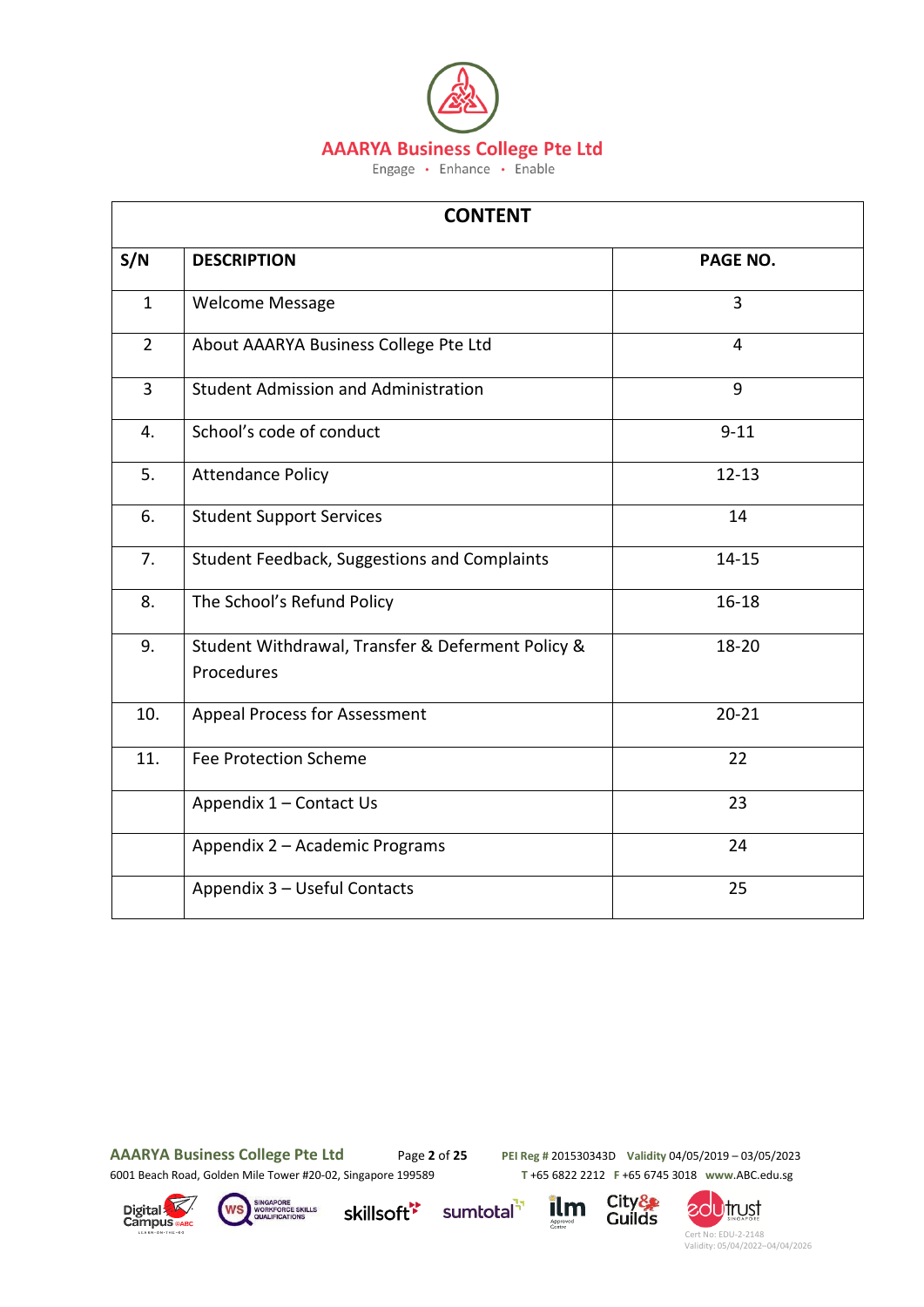**AAARYA Business College Pte Ltd**

Engage • Enhance • Enable

| CONTENT | | |
|---|---|---|
| **S/N** | **DESCRIPTION** | **PAGE NO.** |
| 1 | Welcome Message | 3 |
| 2 | About AAARYA Business College Pte Ltd | 4 |
| 3 | Student Admission and Administration | 9 |
| 4. | School's code of conduct | 9-11 |
| 5. | Attendance Policy | 12-13 |
| 6. | Student Support Services | 14 |
| 7. | Student Feedback, Suggestions and Complaints | 14-15 |
| 8. | The School's Refund Policy | 16-18 |
| 9. | Student Withdrawal, Transfer & Deferment Policy & Procedures | 18-20 |
| 10. | Appeal Process for Assessment | 20-21 |
| 11. | Fee Protection Scheme | 22 |
| | Appendix 1 – Contact Us | 23 |
| | Appendix 2 – Academic Programs | 24 |
| | Appendix 3 – Useful Contacts | 25 |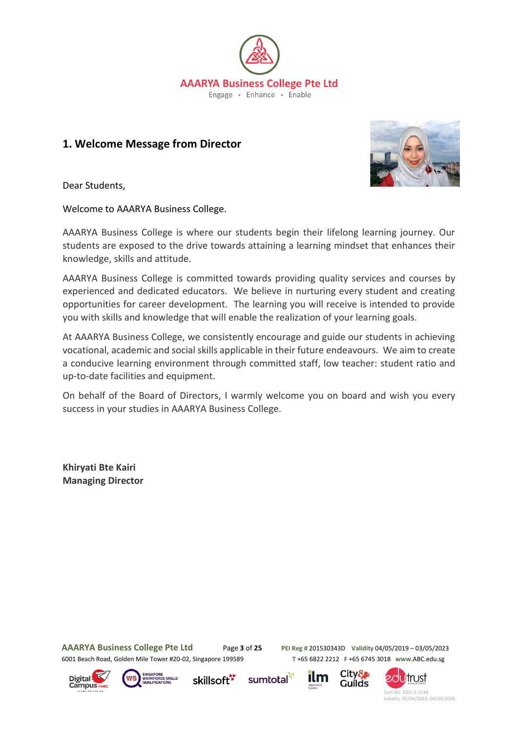## 1. Welcome Message from Director

Dear Students,

Welcome to AAARYA Business College.

AAARYA Business College is where our students begin their lifelong learning journey. Our students are exposed to the drive towards attaining a learning mindset that enhances their knowledge, skills and attitude.

AAARYA Business College is committed towards providing quality services and courses by experienced and dedicated educators. We believe in nurturing every student and creating opportunities for career development. The learning you will receive is intended to provide you with skills and knowledge that will enable the realization of your learning goals.

At AAARYA Business College, we consistently encourage and guide our students in achieving vocational, academic and social skills applicable in their future endeavours. We aim to create a conducive learning environment through committed staff, low teacher: student ratio and up-to-date facilities and equipment.

On behalf of the Board of Directors, I warmly welcome you on board and wish you every success in your studies in AAARYA Business College.

**Khiryati Bte Kairi**
**Managing Director**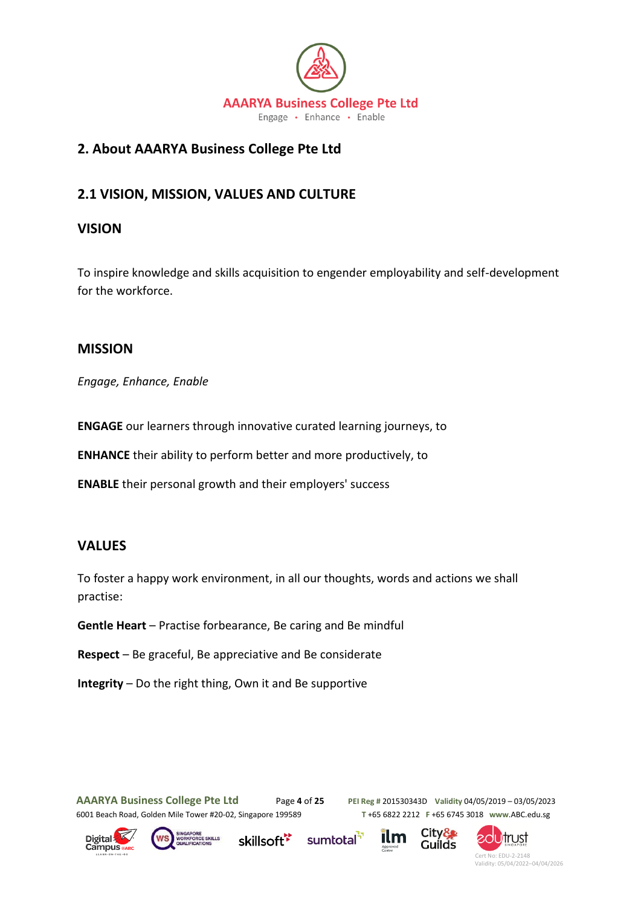## 2. About AAARYA Business College Pte Ltd

### 2.1 VISION, MISSION, VALUES AND CULTURE

### VISION

To inspire knowledge and skills acquisition to engender employability and self-development for the workforce.

### MISSION

*Engage, Enhance, Enable*

**ENGAGE** our learners through innovative curated learning journeys, to

**ENHANCE** their ability to perform better and more productively, to

**ENABLE** their personal growth and their employers' success

### VALUES

To foster a happy work environment, in all our thoughts, words and actions we shall practise:

**Gentle Heart** – Practise forbearance, Be caring and Be mindful

**Respect** – Be graceful, Be appreciative and Be considerate

**Integrity** – Do the right thing, Own it and Be supportive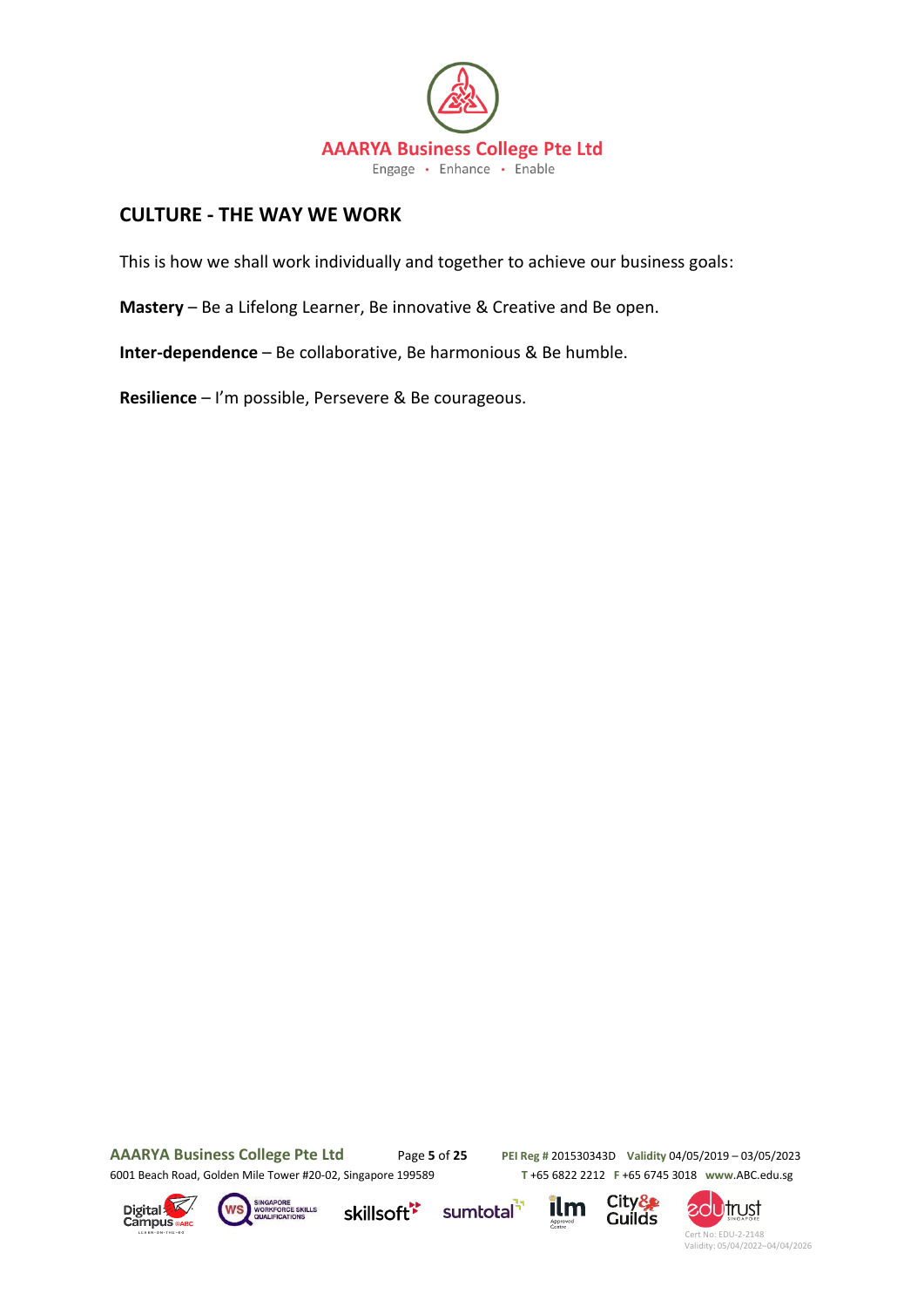## CULTURE - THE WAY WE WORK

This is how we shall work individually and together to achieve our business goals:

**Mastery** – Be a Lifelong Learner, Be innovative & Creative and Be open.

**Inter-dependence** – Be collaborative, Be harmonious & Be humble.

**Resilience** – I'm possible, Persevere & Be courageous.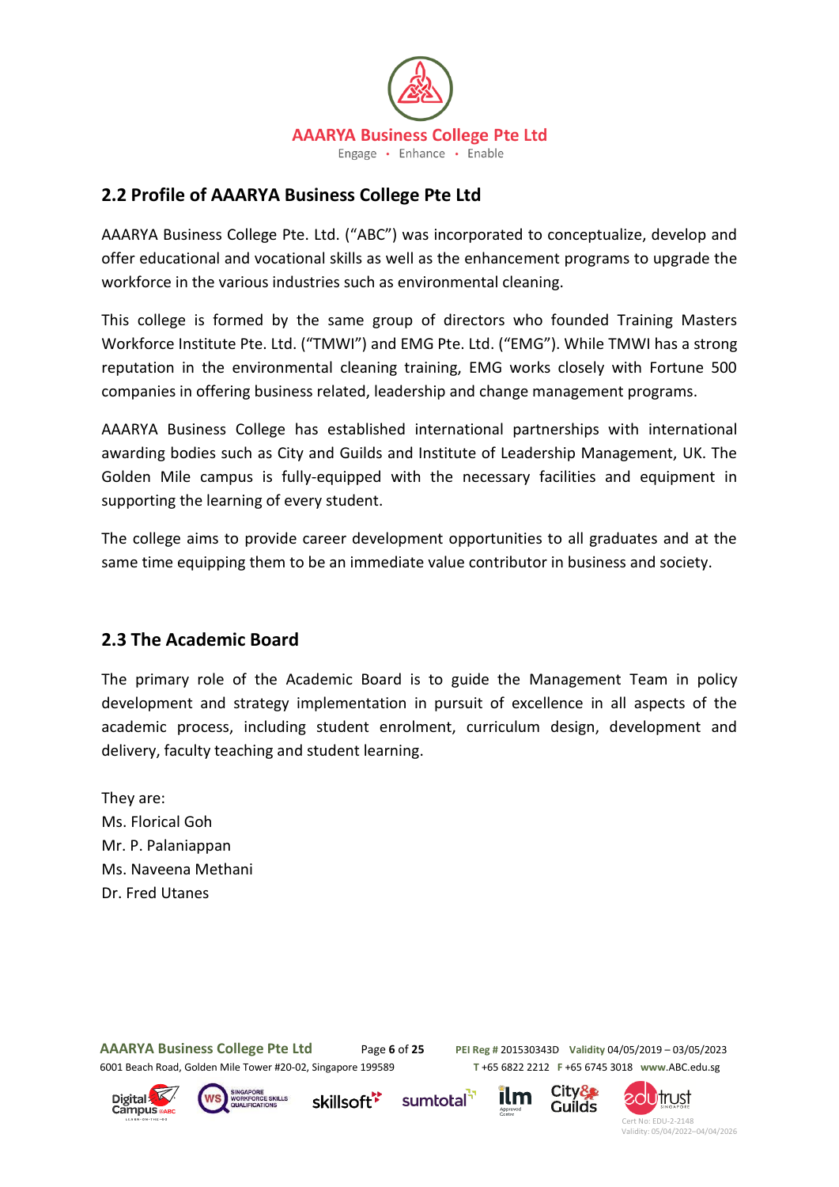## 2.2 Profile of AAARYA Business College Pte Ltd

AAARYA Business College Pte. Ltd. ("ABC") was incorporated to conceptualize, develop and offer educational and vocational skills as well as the enhancement programs to upgrade the workforce in the various industries such as environmental cleaning.

This college is formed by the same group of directors who founded Training Masters Workforce Institute Pte. Ltd. ("TMWI") and EMG Pte. Ltd. ("EMG"). While TMWI has a strong reputation in the environmental cleaning training, EMG works closely with Fortune 500 companies in offering business related, leadership and change management programs.

AAARYA Business College has established international partnerships with international awarding bodies such as City and Guilds and Institute of Leadership Management, UK. The Golden Mile campus is fully-equipped with the necessary facilities and equipment in supporting the learning of every student.

The college aims to provide career development opportunities to all graduates and at the same time equipping them to be an immediate value contributor in business and society.

## 2.3 The Academic Board

The primary role of the Academic Board is to guide the Management Team in policy development and strategy implementation in pursuit of excellence in all aspects of the academic process, including student enrolment, curriculum design, development and delivery, faculty teaching and student learning.

They are:
Ms. Florical Goh
Mr. P. Palaniappan
Ms. Naveena Methani
Dr. Fred Utanes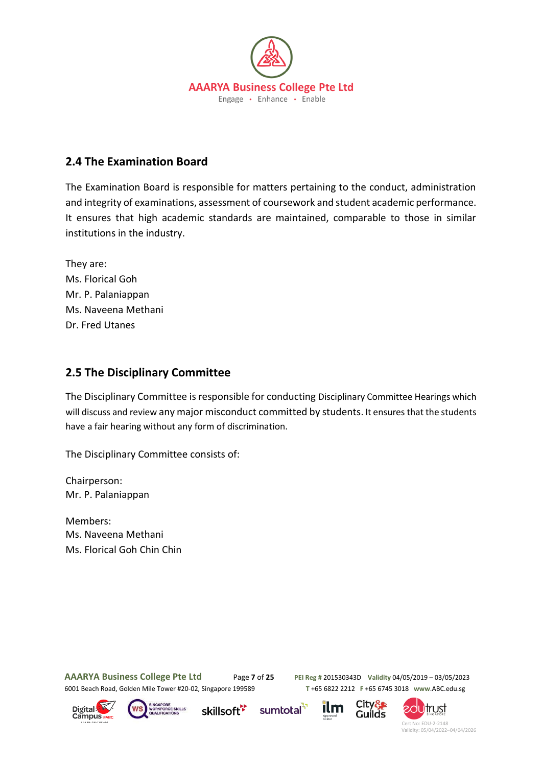## 2.4 The Examination Board

The Examination Board is responsible for matters pertaining to the conduct, administration and integrity of examinations, assessment of coursework and student academic performance. It ensures that high academic standards are maintained, comparable to those in similar institutions in the industry.

They are:
Ms. Florical Goh
Mr. P. Palaniappan
Ms. Naveena Methani
Dr. Fred Utanes

## 2.5 The Disciplinary Committee

The Disciplinary Committee is responsible for conducting Disciplinary Committee Hearings which will discuss and review any major misconduct committed by students. It ensures that the students have a fair hearing without any form of discrimination.

The Disciplinary Committee consists of:

Chairperson:
Mr. P. Palaniappan

Members:
Ms. Naveena Methani
Ms. Florical Goh Chin Chin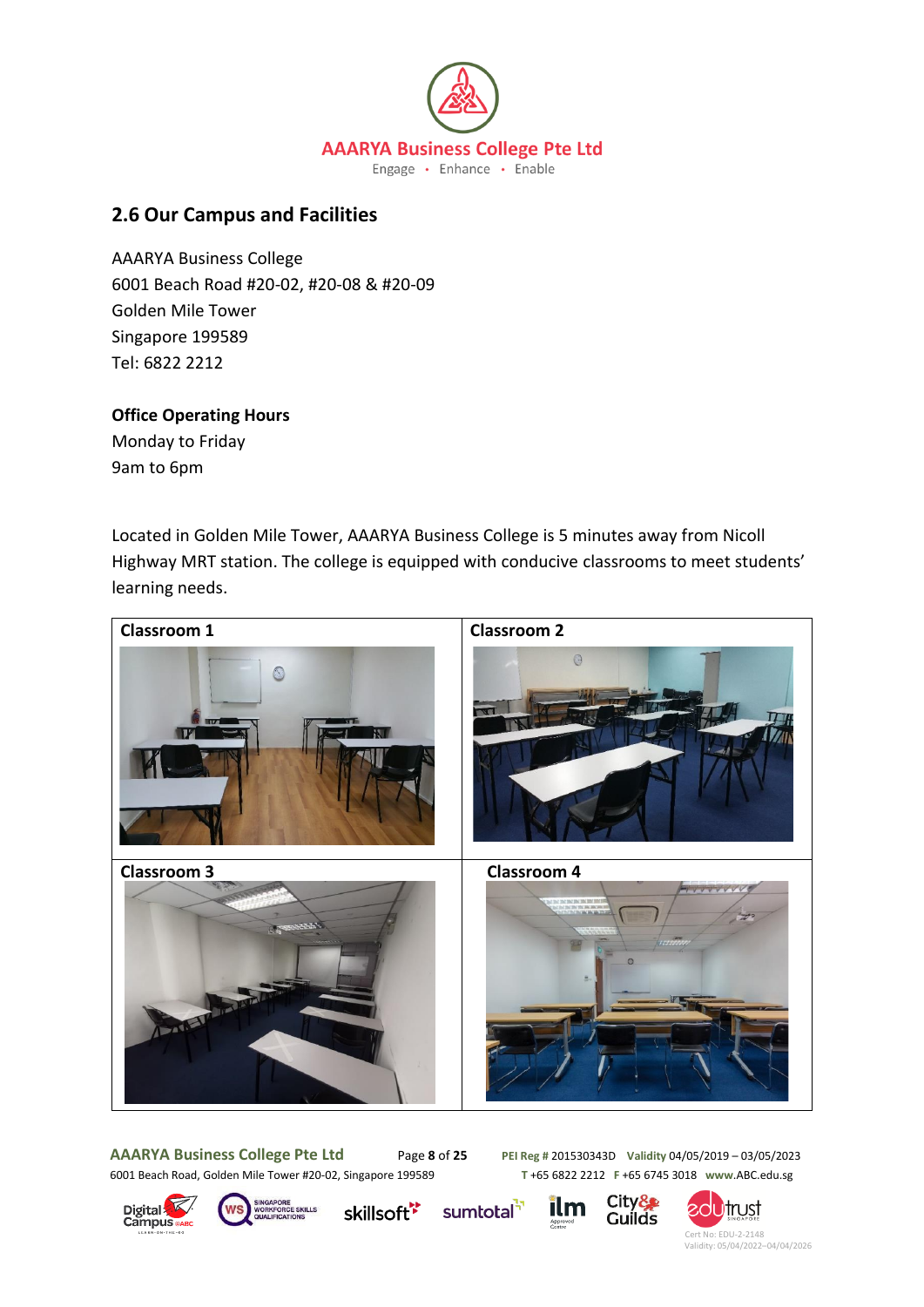## 2.6 Our Campus and Facilities

AAARYA Business College
6001 Beach Road #20-02, #20-08 & #20-09
Golden Mile Tower
Singapore 199589
Tel: 6822 2212

**Office Operating Hours**
Monday to Friday
9am to 6pm

Located in Golden Mile Tower, AAARYA Business College is 5 minutes away from Nicoll Highway MRT station. The college is equipped with conducive classrooms to meet students' learning needs.

| Classroom 1 | Classroom 2 |
|---|---|
| **Classroom 3** | **Classroom 4** |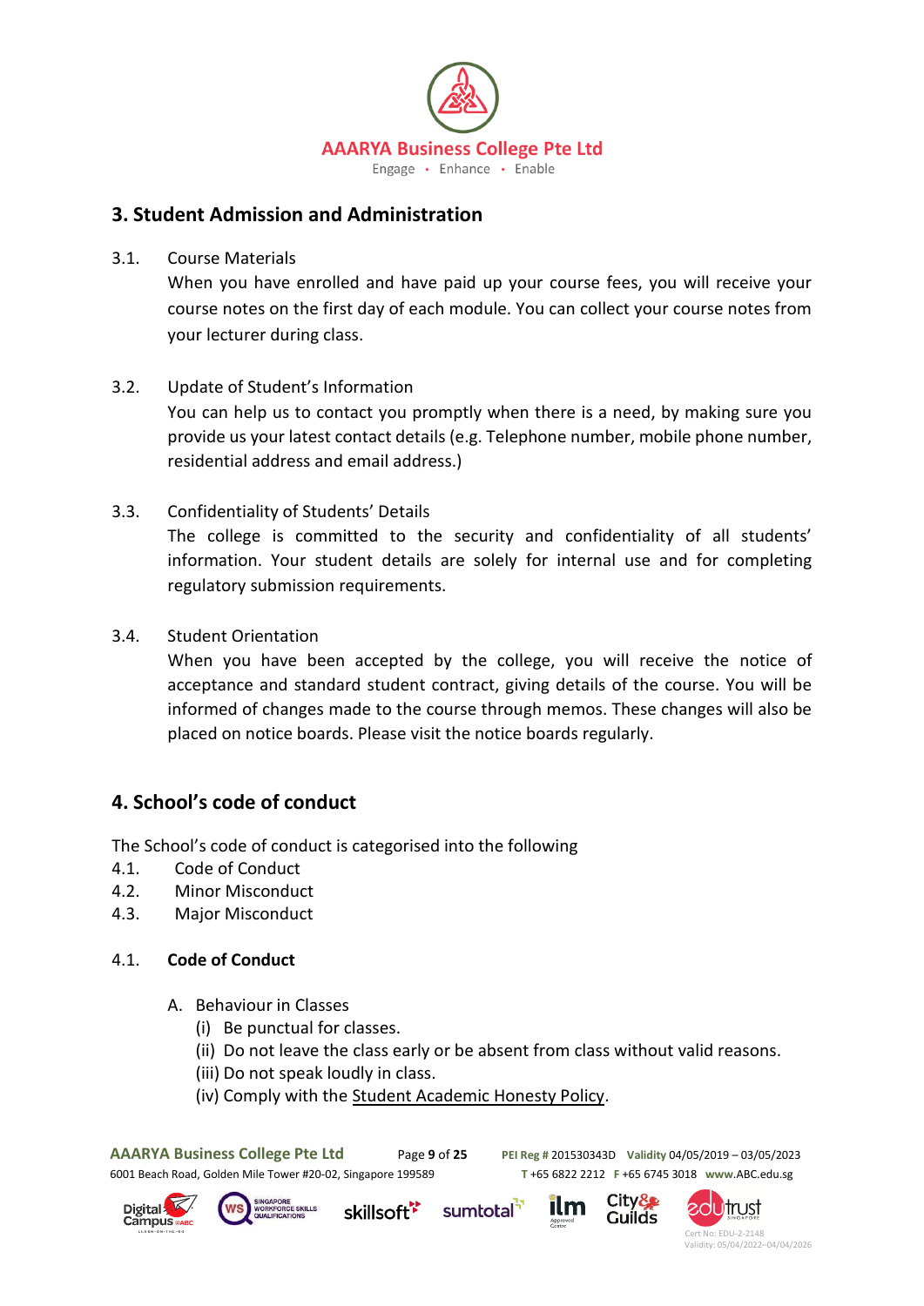## 3. Student Admission and Administration

3.1. Course Materials

When you have enrolled and have paid up your course fees, you will receive your course notes on the first day of each module. You can collect your course notes from your lecturer during class.

3.2. Update of Student's Information

You can help us to contact you promptly when there is a need, by making sure you provide us your latest contact details (e.g. Telephone number, mobile phone number, residential address and email address.)

3.3. Confidentiality of Students' Details

The college is committed to the security and confidentiality of all students' information. Your student details are solely for internal use and for completing regulatory submission requirements.

3.4. Student Orientation

When you have been accepted by the college, you will receive the notice of acceptance and standard student contract, giving details of the course. You will be informed of changes made to the course through memos. These changes will also be placed on notice boards. Please visit the notice boards regularly.

## 4. School's code of conduct

The School's code of conduct is categorised into the following

4.1. Code of Conduct
4.2. Minor Misconduct
4.3. Major Misconduct

### 4.1. Code of Conduct

A. Behaviour in Classes
   (i) Be punctual for classes.
   (ii) Do not leave the class early or be absent from class without valid reasons.
   (iii) Do not speak loudly in class.
   (iv) Comply with the Student Academic Honesty Policy.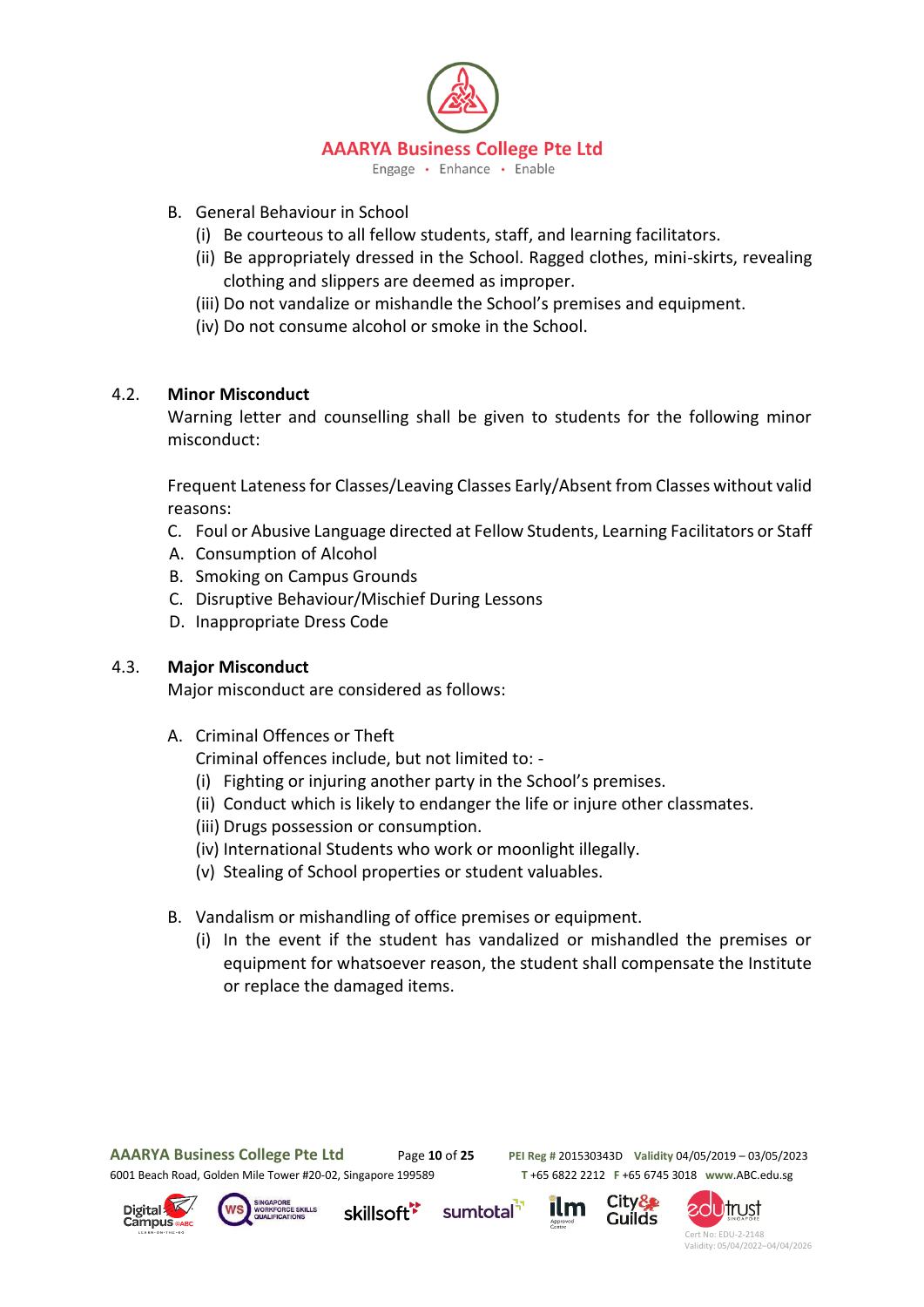B. General Behaviour in School
   (i) Be courteous to all fellow students, staff, and learning facilitators.
   (ii) Be appropriately dressed in the School. Ragged clothes, mini-skirts, revealing clothing and slippers are deemed as improper.
   (iii) Do not vandalize or mishandle the School's premises and equipment.
   (iv) Do not consume alcohol or smoke in the School.

### 4.2. Minor Misconduct

Warning letter and counselling shall be given to students for the following minor misconduct:

Frequent Lateness for Classes/Leaving Classes Early/Absent from Classes without valid reasons:

C. Foul or Abusive Language directed at Fellow Students, Learning Facilitators or Staff
A. Consumption of Alcohol
B. Smoking on Campus Grounds
C. Disruptive Behaviour/Mischief During Lessons
D. Inappropriate Dress Code

### 4.3. Major Misconduct

Major misconduct are considered as follows:

A. Criminal Offences or Theft
   Criminal offences include, but not limited to: -
   (i) Fighting or injuring another party in the School's premises.
   (ii) Conduct which is likely to endanger the life or injure other classmates.
   (iii) Drugs possession or consumption.
   (iv) International Students who work or moonlight illegally.
   (v) Stealing of School properties or student valuables.

B. Vandalism or mishandling of office premises or equipment.
   (i) In the event if the student has vandalized or mishandled the premises or equipment for whatsoever reason, the student shall compensate the Institute or replace the damaged items.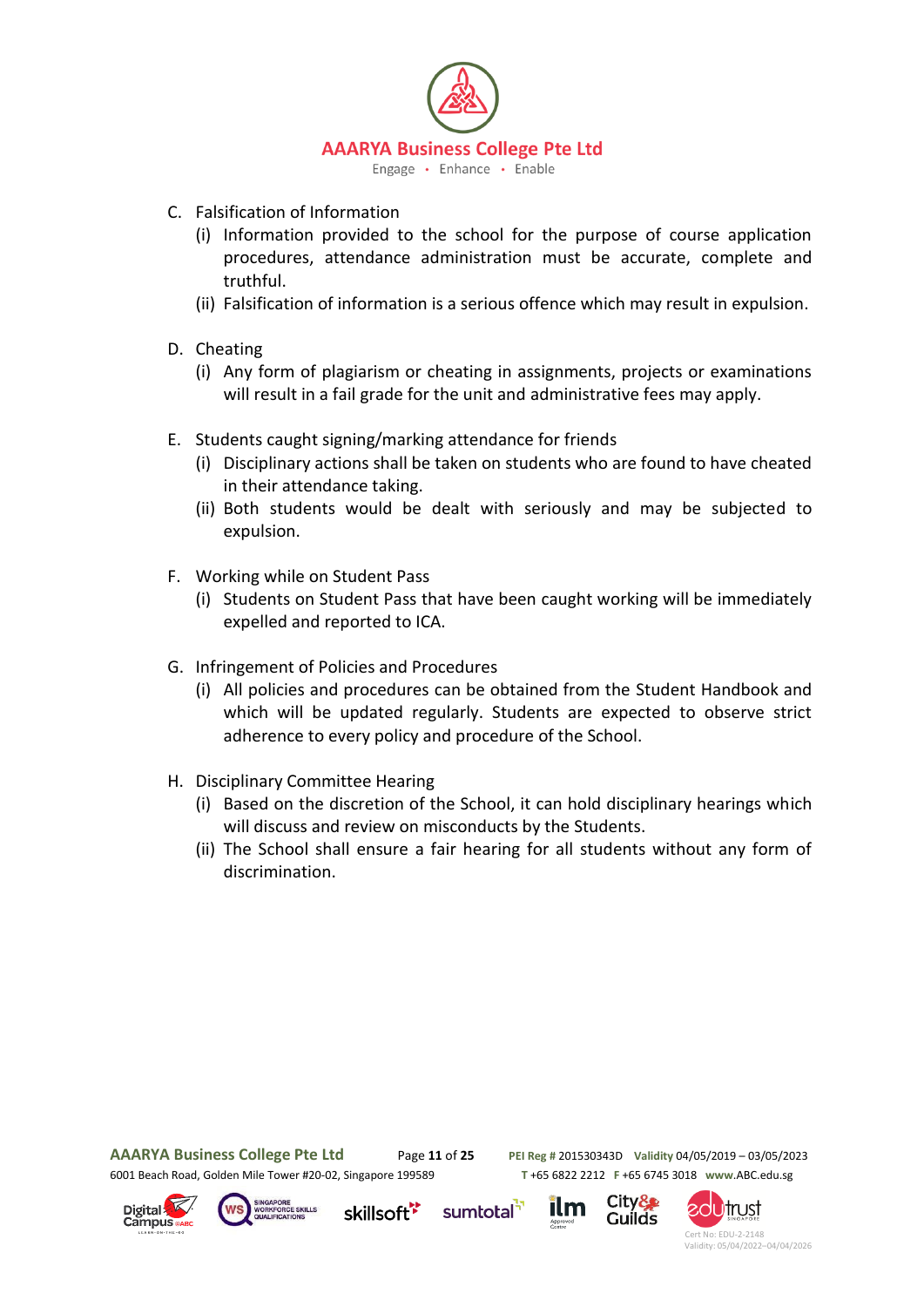C. Falsification of Information
   (i) Information provided to the school for the purpose of course application procedures, attendance administration must be accurate, complete and truthful.
   (ii) Falsification of information is a serious offence which may result in expulsion.

D. Cheating
   (i) Any form of plagiarism or cheating in assignments, projects or examinations will result in a fail grade for the unit and administrative fees may apply.

E. Students caught signing/marking attendance for friends
   (i) Disciplinary actions shall be taken on students who are found to have cheated in their attendance taking.
   (ii) Both students would be dealt with seriously and may be subjected to expulsion.

F. Working while on Student Pass
   (i) Students on Student Pass that have been caught working will be immediately expelled and reported to ICA.

G. Infringement of Policies and Procedures
   (i) All policies and procedures can be obtained from the Student Handbook and which will be updated regularly. Students are expected to observe strict adherence to every policy and procedure of the School.

H. Disciplinary Committee Hearing
   (i) Based on the discretion of the School, it can hold disciplinary hearings which will discuss and review on misconducts by the Students.
   (ii) The School shall ensure a fair hearing for all students without any form of discrimination.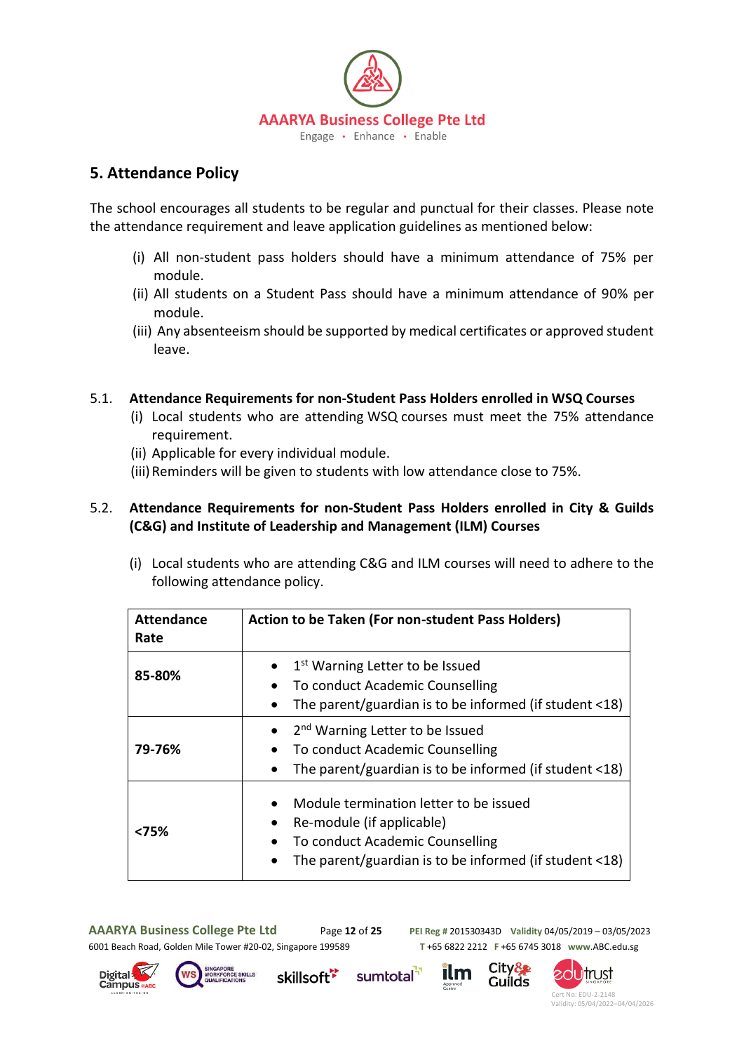## 5. Attendance Policy

The school encourages all students to be regular and punctual for their classes. Please note the attendance requirement and leave application guidelines as mentioned below:

(i) All non-student pass holders should have a minimum attendance of 75% per module.
(ii) All students on a Student Pass should have a minimum attendance of 90% per module.
(iii) Any absenteeism should be supported by medical certificates or approved student leave.

### 5.1. Attendance Requirements for non-Student Pass Holders enrolled in WSQ Courses

(i) Local students who are attending WSQ courses must meet the 75% attendance requirement.
(ii) Applicable for every individual module.
(iii) Reminders will be given to students with low attendance close to 75%.

### 5.2. Attendance Requirements for non-Student Pass Holders enrolled in City & Guilds (C&G) and Institute of Leadership and Management (ILM) Courses

(i) Local students who are attending C&G and ILM courses will need to adhere to the following attendance policy.

| Attendance Rate | Action to be Taken (For non-student Pass Holders) |
|---|---|
| **85-80%** | • 1st Warning Letter to be Issued<br>• To conduct Academic Counselling<br>• The parent/guardian is to be informed (if student <18) |
| **79-76%** | • 2nd Warning Letter to be Issued<br>• To conduct Academic Counselling<br>• The parent/guardian is to be informed (if student <18) |
| **<75%** | • Module termination letter to be issued<br>• Re-module (if applicable)<br>• To conduct Academic Counselling<br>• The parent/guardian is to be informed (if student <18) |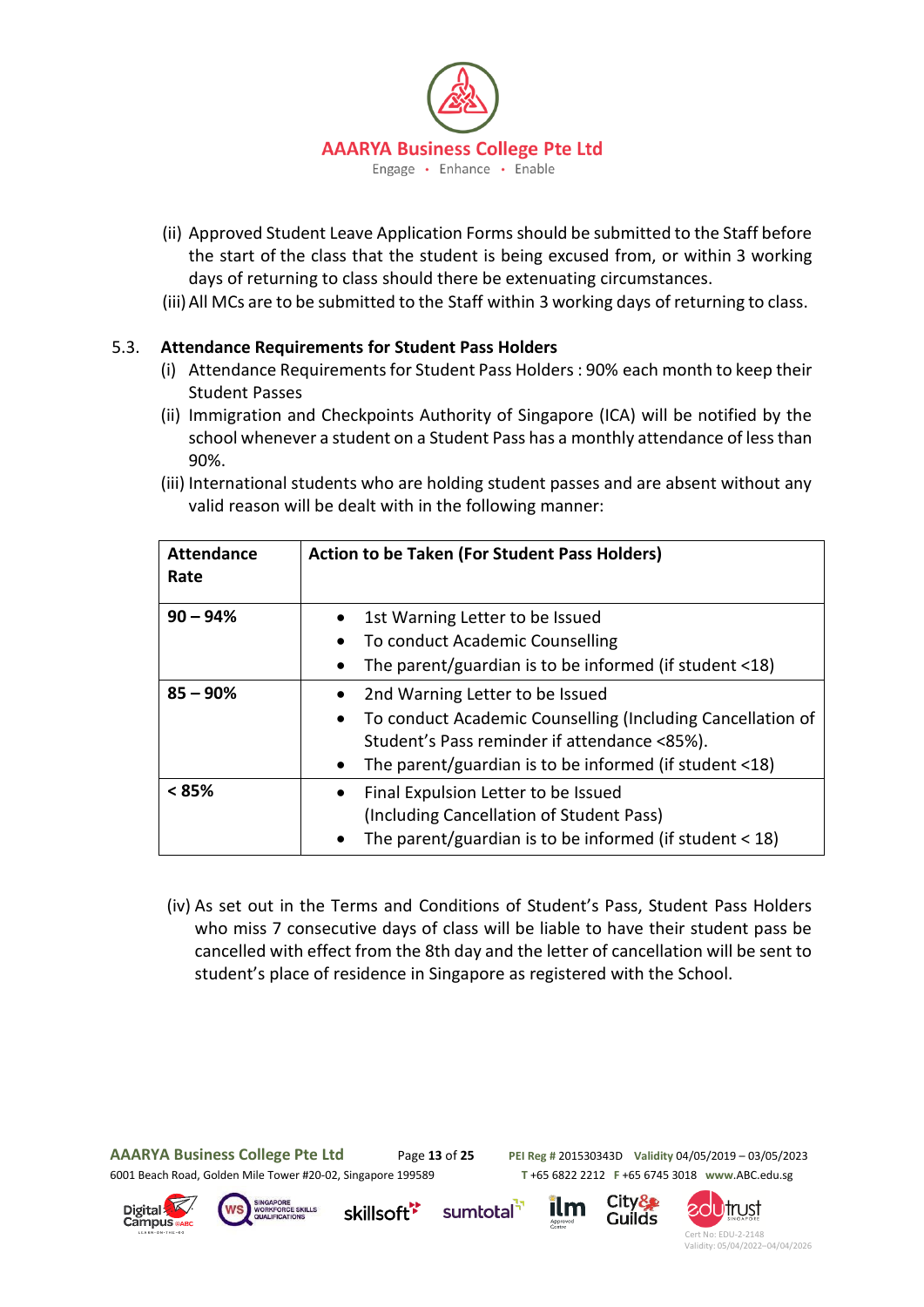(ii) Approved Student Leave Application Forms should be submitted to the Staff before the start of the class that the student is being excused from, or within 3 working days of returning to class should there be extenuating circumstances.

(iii) All MCs are to be submitted to the Staff within 3 working days of returning to class.

### 5.3. Attendance Requirements for Student Pass Holders

(i) Attendance Requirements for Student Pass Holders : 90% each month to keep their Student Passes

(ii) Immigration and Checkpoints Authority of Singapore (ICA) will be notified by the school whenever a student on a Student Pass has a monthly attendance of less than 90%.

(iii) International students who are holding student passes and are absent without any valid reason will be dealt with in the following manner:

| Attendance Rate | Action to be Taken (For Student Pass Holders) |
|---|---|
| **90 – 94%** | • 1st Warning Letter to be Issued<br>• To conduct Academic Counselling<br>• The parent/guardian is to be informed (if student <18) |
| **85 – 90%** | • 2nd Warning Letter to be Issued<br>• To conduct Academic Counselling (Including Cancellation of Student's Pass reminder if attendance <85%).<br>• The parent/guardian is to be informed (if student <18) |
| **< 85%** | • Final Expulsion Letter to be Issued (Including Cancellation of Student Pass)<br>• The parent/guardian is to be informed (if student < 18) |

(iv) As set out in the Terms and Conditions of Student's Pass, Student Pass Holders who miss 7 consecutive days of class will be liable to have their student pass be cancelled with effect from the 8th day and the letter of cancellation will be sent to student's place of residence in Singapore as registered with the School.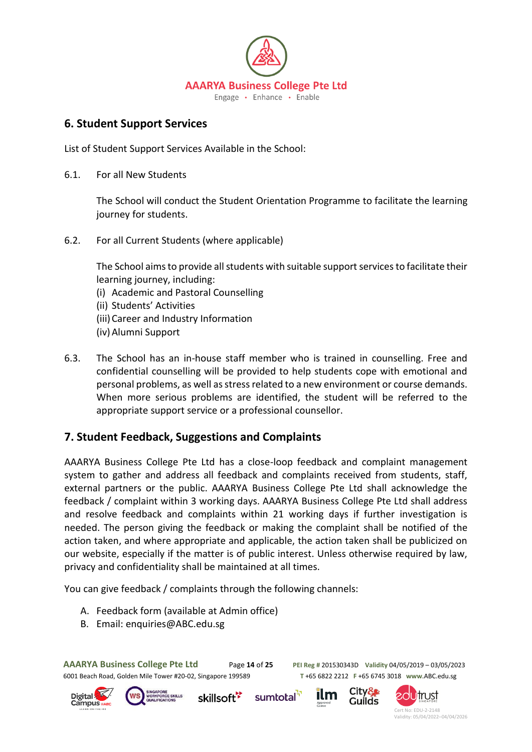## 6. Student Support Services

List of Student Support Services Available in the School:

6.1. For all New Students

The School will conduct the Student Orientation Programme to facilitate the learning journey for students.

6.2. For all Current Students (where applicable)

The School aims to provide all students with suitable support services to facilitate their learning journey, including:

(i) Academic and Pastoral Counselling
(ii) Students' Activities
(iii) Career and Industry Information
(iv) Alumni Support

6.3. The School has an in-house staff member who is trained in counselling. Free and confidential counselling will be provided to help students cope with emotional and personal problems, as well as stress related to a new environment or course demands. When more serious problems are identified, the student will be referred to the appropriate support service or a professional counsellor.

## 7. Student Feedback, Suggestions and Complaints

AAARYA Business College Pte Ltd has a close-loop feedback and complaint management system to gather and address all feedback and complaints received from students, staff, external partners or the public. AAARYA Business College Pte Ltd shall acknowledge the feedback / complaint within 3 working days. AAARYA Business College Pte Ltd shall address and resolve feedback and complaints within 21 working days if further investigation is needed. The person giving the feedback or making the complaint shall be notified of the action taken, and where appropriate and applicable, the action taken shall be publicized on our website, especially if the matter is of public interest. Unless otherwise required by law, privacy and confidentiality shall be maintained at all times.

You can give feedback / complaints through the following channels:

A. Feedback form (available at Admin office)
B. Email: enquiries@ABC.edu.sg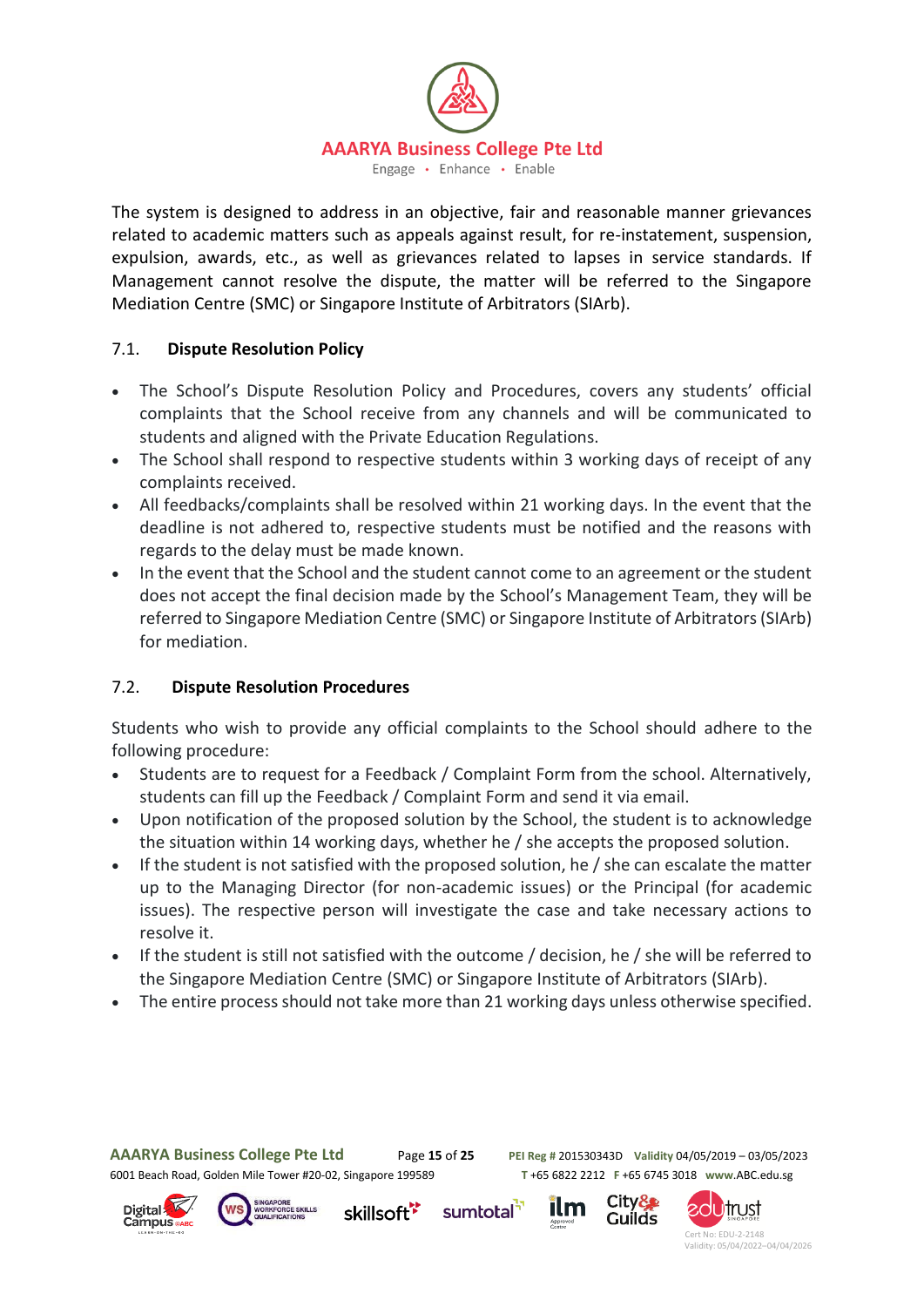The system is designed to address in an objective, fair and reasonable manner grievances related to academic matters such as appeals against result, for re-instatement, suspension, expulsion, awards, etc., as well as grievances related to lapses in service standards. If Management cannot resolve the dispute, the matter will be referred to the Singapore Mediation Centre (SMC) or Singapore Institute of Arbitrators (SIArb).

### 7.1. Dispute Resolution Policy

- The School's Dispute Resolution Policy and Procedures, covers any students' official complaints that the School receive from any channels and will be communicated to students and aligned with the Private Education Regulations.
- The School shall respond to respective students within 3 working days of receipt of any complaints received.
- All feedbacks/complaints shall be resolved within 21 working days. In the event that the deadline is not adhered to, respective students must be notified and the reasons with regards to the delay must be made known.
- In the event that the School and the student cannot come to an agreement or the student does not accept the final decision made by the School's Management Team, they will be referred to Singapore Mediation Centre (SMC) or Singapore Institute of Arbitrators (SIArb) for mediation.

### 7.2. Dispute Resolution Procedures

Students who wish to provide any official complaints to the School should adhere to the following procedure:

- Students are to request for a Feedback / Complaint Form from the school. Alternatively, students can fill up the Feedback / Complaint Form and send it via email.
- Upon notification of the proposed solution by the School, the student is to acknowledge the situation within 14 working days, whether he / she accepts the proposed solution.
- If the student is not satisfied with the proposed solution, he / she can escalate the matter up to the Managing Director (for non-academic issues) or the Principal (for academic issues). The respective person will investigate the case and take necessary actions to resolve it.
- If the student is still not satisfied with the outcome / decision, he / she will be referred to the Singapore Mediation Centre (SMC) or Singapore Institute of Arbitrators (SIArb).
- The entire process should not take more than 21 working days unless otherwise specified.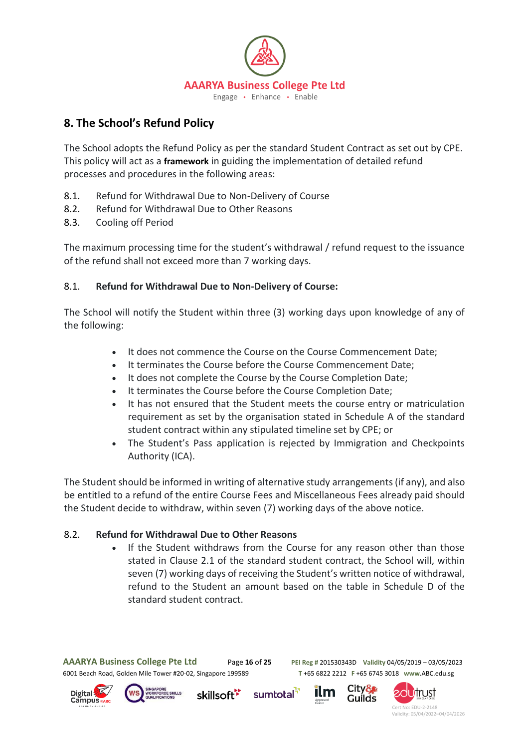## 8. The School's Refund Policy

The School adopts the Refund Policy as per the standard Student Contract as set out by CPE. This policy will act as a **framework** in guiding the implementation of detailed refund processes and procedures in the following areas:

8.1. Refund for Withdrawal Due to Non-Delivery of Course
8.2. Refund for Withdrawal Due to Other Reasons
8.3. Cooling off Period

The maximum processing time for the student's withdrawal / refund request to the issuance of the refund shall not exceed more than 7 working days.

### 8.1. Refund for Withdrawal Due to Non-Delivery of Course:

The School will notify the Student within three (3) working days upon knowledge of any of the following:

- It does not commence the Course on the Course Commencement Date;
- It terminates the Course before the Course Commencement Date;
- It does not complete the Course by the Course Completion Date;
- It terminates the Course before the Course Completion Date;
- It has not ensured that the Student meets the course entry or matriculation requirement as set by the organisation stated in Schedule A of the standard student contract within any stipulated timeline set by CPE; or
- The Student's Pass application is rejected by Immigration and Checkpoints Authority (ICA).

The Student should be informed in writing of alternative study arrangements (if any), and also be entitled to a refund of the entire Course Fees and Miscellaneous Fees already paid should the Student decide to withdraw, within seven (7) working days of the above notice.

### 8.2. Refund for Withdrawal Due to Other Reasons

- If the Student withdraws from the Course for any reason other than those stated in Clause 2.1 of the standard student contract, the School will, within seven (7) working days of receiving the Student's written notice of withdrawal, refund to the Student an amount based on the table in Schedule D of the standard student contract.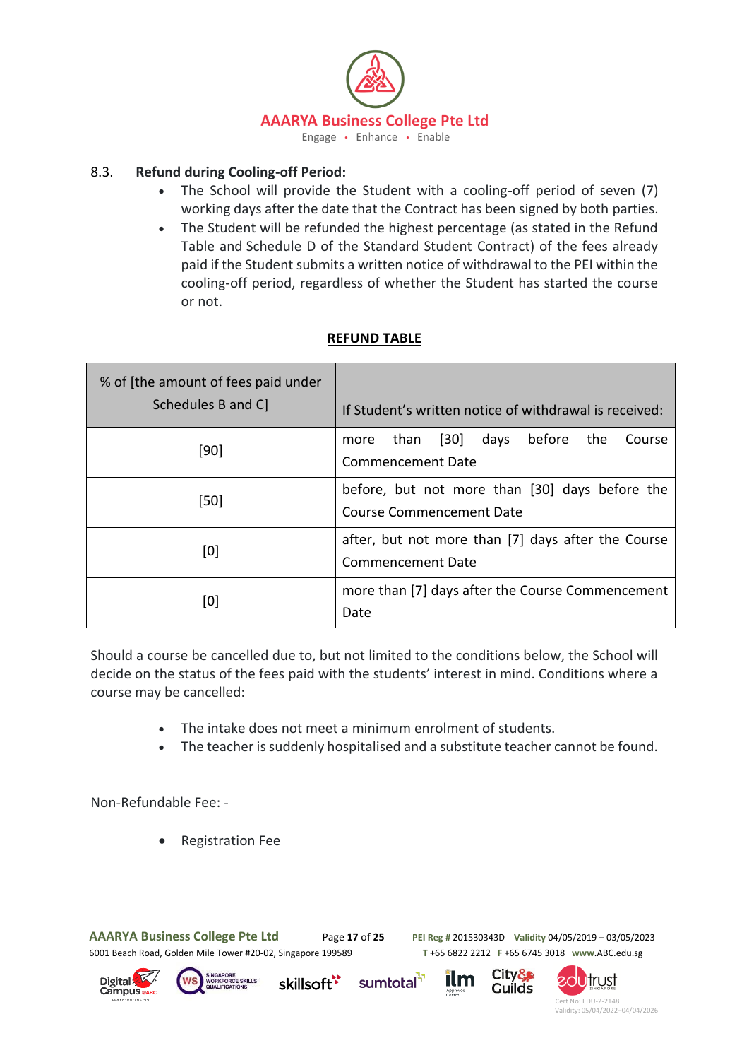### 8.3. Refund during Cooling-off Period:

- The School will provide the Student with a cooling-off period of seven (7) working days after the date that the Contract has been signed by both parties.
- The Student will be refunded the highest percentage (as stated in the Refund Table and Schedule D of the Standard Student Contract) of the fees already paid if the Student submits a written notice of withdrawal to the PEI within the cooling-off period, regardless of whether the Student has started the course or not.

**REFUND TABLE**

| % of [the amount of fees paid under Schedules B and C] | If Student's written notice of withdrawal is received: |
|---|---|
| [90] | more than [30] days before the Course Commencement Date |
| [50] | before, but not more than [30] days before the Course Commencement Date |
| [0] | after, but not more than [7] days after the Course Commencement Date |
| [0] | more than [7] days after the Course Commencement Date |

Should a course be cancelled due to, but not limited to the conditions below, the School will decide on the status of the fees paid with the students' interest in mind. Conditions where a course may be cancelled:

- The intake does not meet a minimum enrolment of students.
- The teacher is suddenly hospitalised and a substitute teacher cannot be found.

Non-Refundable Fee: -

- Registration Fee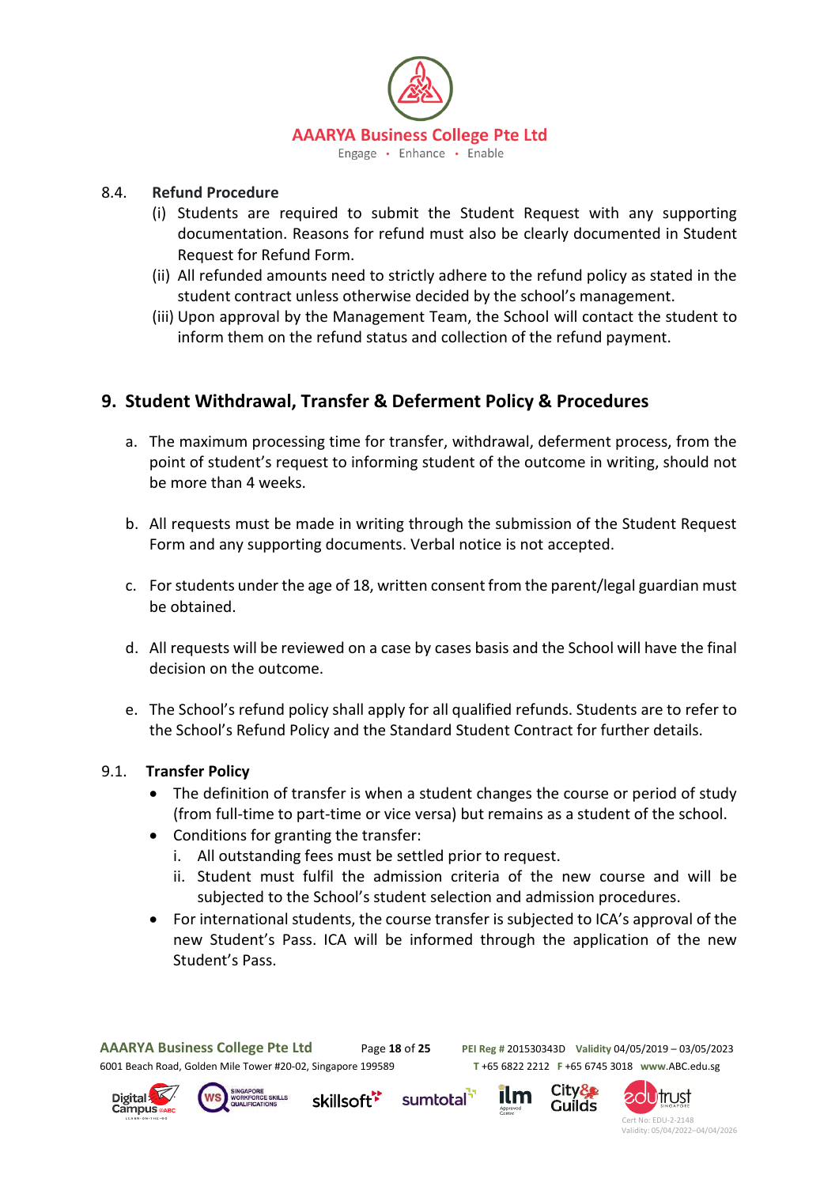### 8.4. Refund Procedure

(i) Students are required to submit the Student Request with any supporting documentation. Reasons for refund must also be clearly documented in Student Request for Refund Form.

(ii) All refunded amounts need to strictly adhere to the refund policy as stated in the student contract unless otherwise decided by the school's management.

(iii) Upon approval by the Management Team, the School will contact the student to inform them on the refund status and collection of the refund payment.

## 9. Student Withdrawal, Transfer & Deferment Policy & Procedures

a. The maximum processing time for transfer, withdrawal, deferment process, from the point of student's request to informing student of the outcome in writing, should not be more than 4 weeks.

b. All requests must be made in writing through the submission of the Student Request Form and any supporting documents. Verbal notice is not accepted.

c. For students under the age of 18, written consent from the parent/legal guardian must be obtained.

d. All requests will be reviewed on a case by cases basis and the School will have the final decision on the outcome.

e. The School's refund policy shall apply for all qualified refunds. Students are to refer to the School's Refund Policy and the Standard Student Contract for further details.

### 9.1. Transfer Policy

- The definition of transfer is when a student changes the course or period of study (from full-time to part-time or vice versa) but remains as a student of the school.
- Conditions for granting the transfer:
  - i. All outstanding fees must be settled prior to request.
  - ii. Student must fulfil the admission criteria of the new course and will be subjected to the School's student selection and admission procedures.
- For international students, the course transfer is subjected to ICA's approval of the new Student's Pass. ICA will be informed through the application of the new Student's Pass.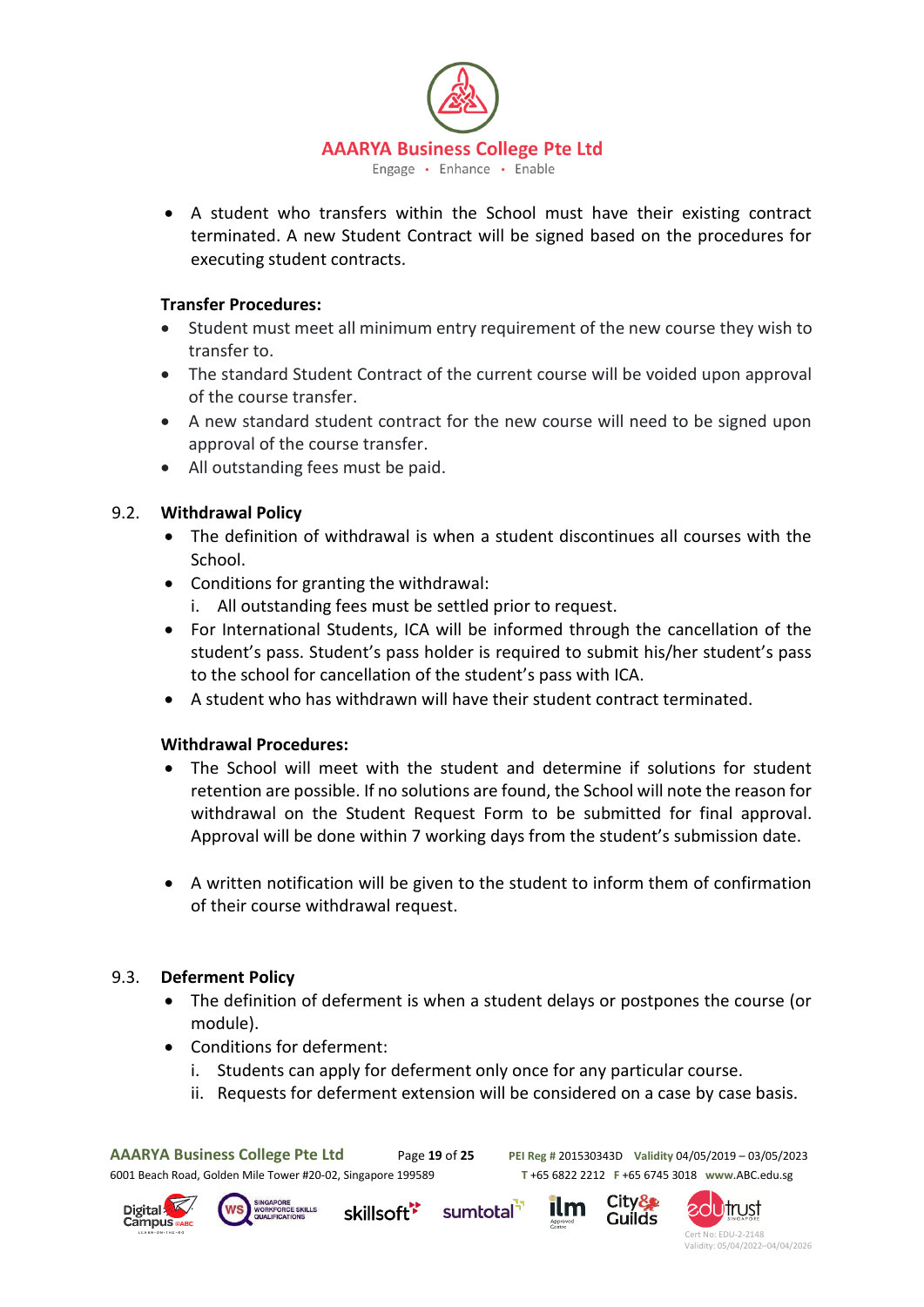- A student who transfers within the School must have their existing contract terminated. A new Student Contract will be signed based on the procedures for executing student contracts.

**Transfer Procedures:**

- Student must meet all minimum entry requirement of the new course they wish to transfer to.
- The standard Student Contract of the current course will be voided upon approval of the course transfer.
- A new standard student contract for the new course will need to be signed upon approval of the course transfer.
- All outstanding fees must be paid.

### 9.2. Withdrawal Policy

- The definition of withdrawal is when a student discontinues all courses with the School.
- Conditions for granting the withdrawal:
  i. All outstanding fees must be settled prior to request.
- For International Students, ICA will be informed through the cancellation of the student's pass. Student's pass holder is required to submit his/her student's pass to the school for cancellation of the student's pass with ICA.
- A student who has withdrawn will have their student contract terminated.

**Withdrawal Procedures:**

- The School will meet with the student and determine if solutions for student retention are possible. If no solutions are found, the School will note the reason for withdrawal on the Student Request Form to be submitted for final approval. Approval will be done within 7 working days from the student's submission date.

- A written notification will be given to the student to inform them of confirmation of their course withdrawal request.

### 9.3. Deferment Policy

- The definition of deferment is when a student delays or postpones the course (or module).
- Conditions for deferment:
  i. Students can apply for deferment only once for any particular course.
  ii. Requests for deferment extension will be considered on a case by case basis.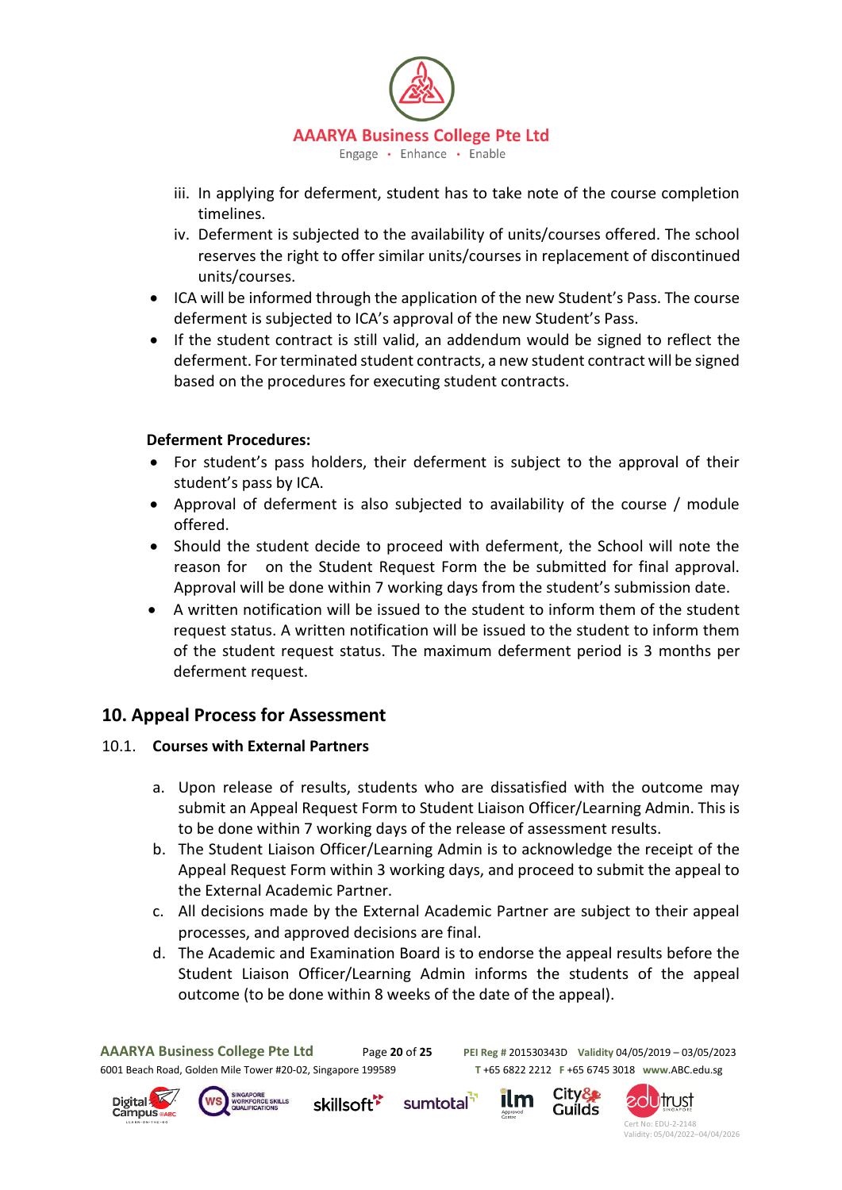iii. In applying for deferment, student has to take note of the course completion timelines.
iv. Deferment is subjected to the availability of units/courses offered. The school reserves the right to offer similar units/courses in replacement of discontinued units/courses.

- ICA will be informed through the application of the new Student's Pass. The course deferment is subjected to ICA's approval of the new Student's Pass.
- If the student contract is still valid, an addendum would be signed to reflect the deferment. For terminated student contracts, a new student contract will be signed based on the procedures for executing student contracts.

**Deferment Procedures:**

- For student's pass holders, their deferment is subject to the approval of their student's pass by ICA.
- Approval of deferment is also subjected to availability of the course / module offered.
- Should the student decide to proceed with deferment, the School will note the reason for on the Student Request Form the be submitted for final approval. Approval will be done within 7 working days from the student's submission date.
- A written notification will be issued to the student to inform them of the student request status. A written notification will be issued to the student to inform them of the student request status. The maximum deferment period is 3 months per deferment request.

## 10. Appeal Process for Assessment

### 10.1. Courses with External Partners

a. Upon release of results, students who are dissatisfied with the outcome may submit an Appeal Request Form to Student Liaison Officer/Learning Admin. This is to be done within 7 working days of the release of assessment results.
b. The Student Liaison Officer/Learning Admin is to acknowledge the receipt of the Appeal Request Form within 3 working days, and proceed to submit the appeal to the External Academic Partner.
c. All decisions made by the External Academic Partner are subject to their appeal processes, and approved decisions are final.
d. The Academic and Examination Board is to endorse the appeal results before the Student Liaison Officer/Learning Admin informs the students of the appeal outcome (to be done within 8 weeks of the date of the appeal).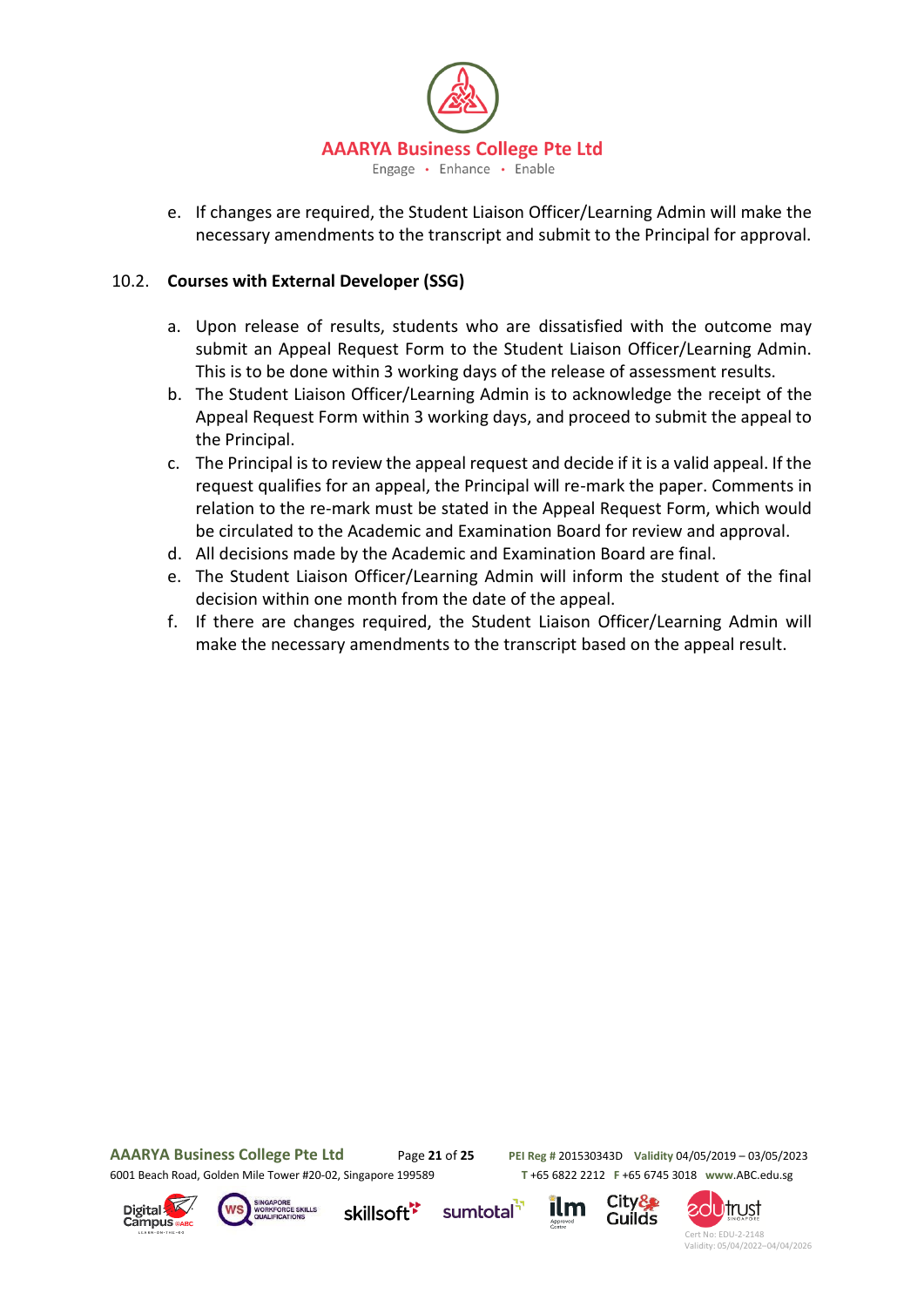e. If changes are required, the Student Liaison Officer/Learning Admin will make the necessary amendments to the transcript and submit to the Principal for approval.

### 10.2. Courses with External Developer (SSG)

a. Upon release of results, students who are dissatisfied with the outcome may submit an Appeal Request Form to the Student Liaison Officer/Learning Admin. This is to be done within 3 working days of the release of assessment results.
b. The Student Liaison Officer/Learning Admin is to acknowledge the receipt of the Appeal Request Form within 3 working days, and proceed to submit the appeal to the Principal.
c. The Principal is to review the appeal request and decide if it is a valid appeal. If the request qualifies for an appeal, the Principal will re-mark the paper. Comments in relation to the re-mark must be stated in the Appeal Request Form, which would be circulated to the Academic and Examination Board for review and approval.
d. All decisions made by the Academic and Examination Board are final.
e. The Student Liaison Officer/Learning Admin will inform the student of the final decision within one month from the date of the appeal.
f. If there are changes required, the Student Liaison Officer/Learning Admin will make the necessary amendments to the transcript based on the appeal result.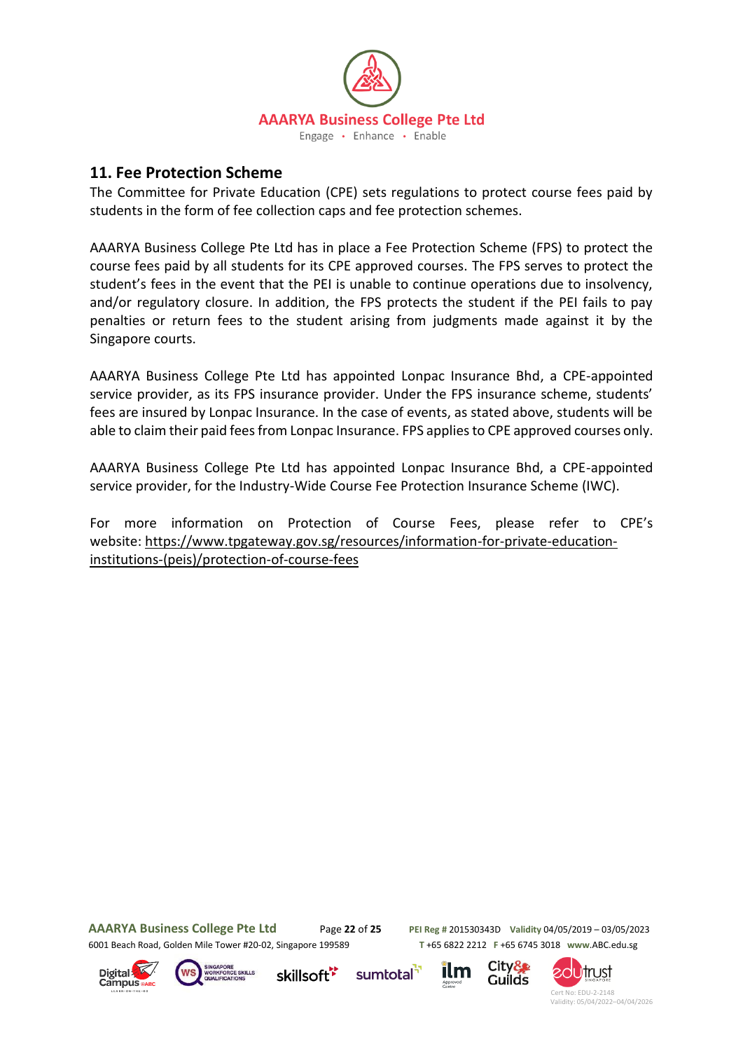## 11. Fee Protection Scheme

The Committee for Private Education (CPE) sets regulations to protect course fees paid by students in the form of fee collection caps and fee protection schemes.

AAARYA Business College Pte Ltd has in place a Fee Protection Scheme (FPS) to protect the course fees paid by all students for its CPE approved courses. The FPS serves to protect the student's fees in the event that the PEI is unable to continue operations due to insolvency, and/or regulatory closure. In addition, the FPS protects the student if the PEI fails to pay penalties or return fees to the student arising from judgments made against it by the Singapore courts.

AAARYA Business College Pte Ltd has appointed Lonpac Insurance Bhd, a CPE-appointed service provider, as its FPS insurance provider. Under the FPS insurance scheme, students' fees are insured by Lonpac Insurance. In the case of events, as stated above, students will be able to claim their paid fees from Lonpac Insurance. FPS applies to CPE approved courses only.

AAARYA Business College Pte Ltd has appointed Lonpac Insurance Bhd, a CPE-appointed service provider, for the Industry-Wide Course Fee Protection Insurance Scheme (IWC).

For more information on Protection of Course Fees, please refer to CPE's website: https://www.tpgateway.gov.sg/resources/information-for-private-education-institutions-(peis)/protection-of-course-fees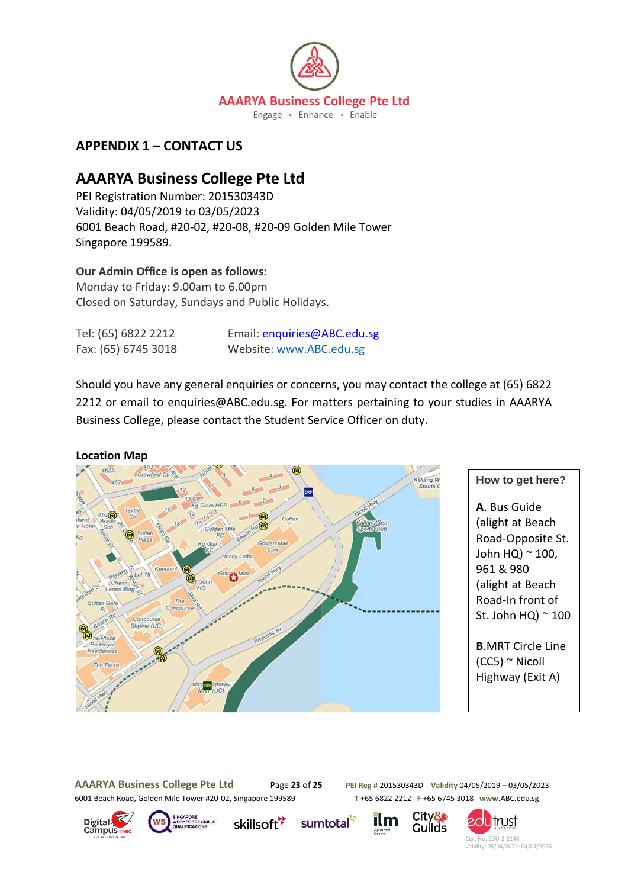AAARYA Business College Pte Ltd

Engage • Enhance • Enable

## APPENDIX 1 – CONTACT US

## AAARYA Business College Pte Ltd

PEI Registration Number: 201530343D
Validity: 04/05/2019 to 03/05/2023
6001 Beach Road, #20-02, #20-08, #20-09 Golden Mile Tower
Singapore 199589.

**Our Admin Office is open as follows:**
Monday to Friday: 9.00am to 6.00pm
Closed on Saturday, Sundays and Public Holidays.

Tel: (65) 6822 2212 Email: enquiries@ABC.edu.sg
Fax: (65) 6745 3018 Website: www.ABC.edu.sg

Should you have any general enquiries or concerns, you may contact the college at (65) 6822 2212 or email to enquiries@ABC.edu.sg. For matters pertaining to your studies in AAARYA Business College, please contact the Student Service Officer on duty.

**Location Map**

**How to get here?**

**A**. Bus Guide (alight at Beach Road-Opposite St. John HQ) ~ 100, 961 & 980 (alight at Beach Road-In front of St. John HQ) ~ 100

**B**.MRT Circle Line (CC5) ~ Nicoll Highway (Exit A)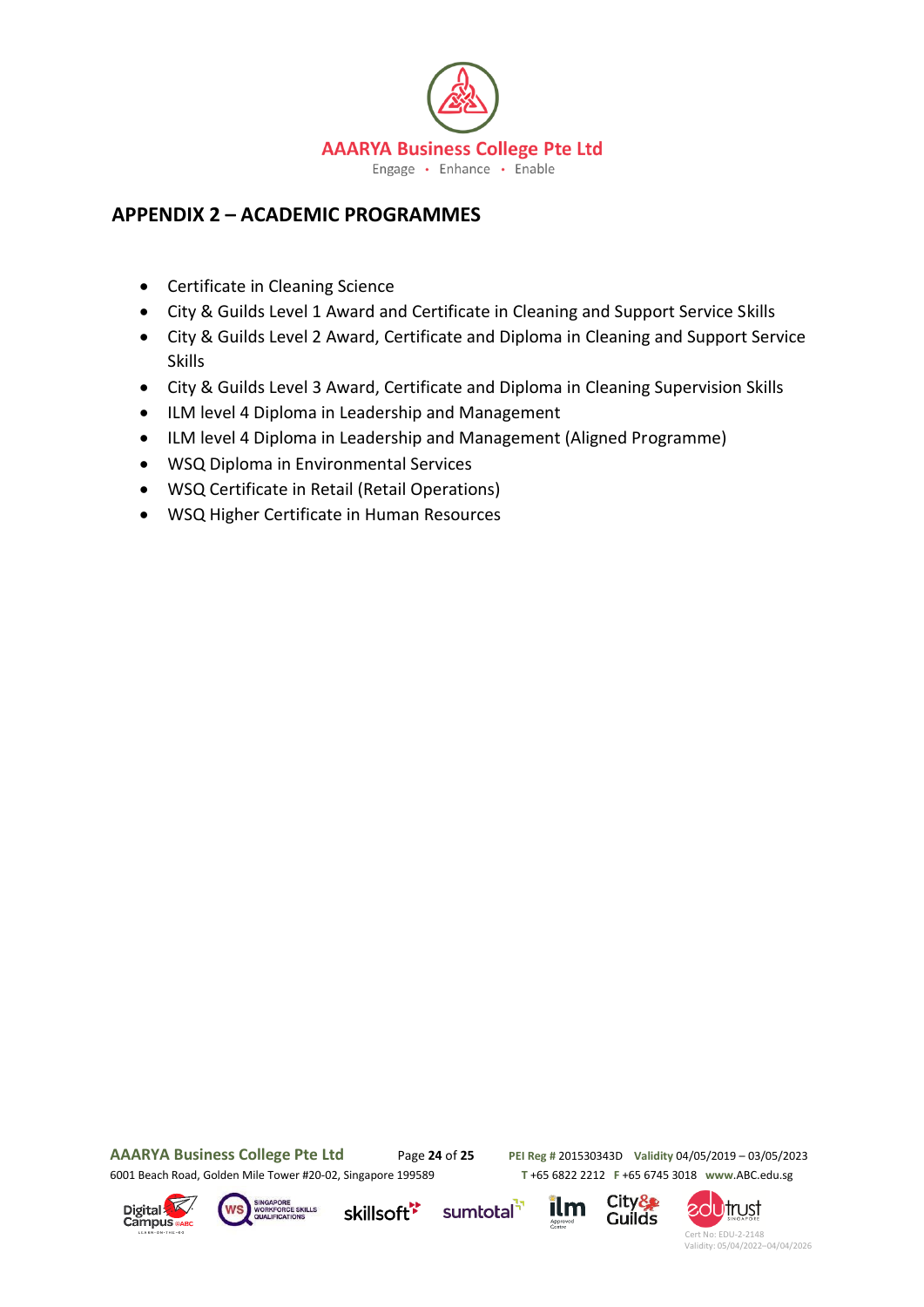## APPENDIX 2 – ACADEMIC PROGRAMMES

- Certificate in Cleaning Science
- City & Guilds Level 1 Award and Certificate in Cleaning and Support Service Skills
- City & Guilds Level 2 Award, Certificate and Diploma in Cleaning and Support Service Skills
- City & Guilds Level 3 Award, Certificate and Diploma in Cleaning Supervision Skills
- ILM level 4 Diploma in Leadership and Management
- ILM level 4 Diploma in Leadership and Management (Aligned Programme)
- WSQ Diploma in Environmental Services
- WSQ Certificate in Retail (Retail Operations)
- WSQ Higher Certificate in Human Resources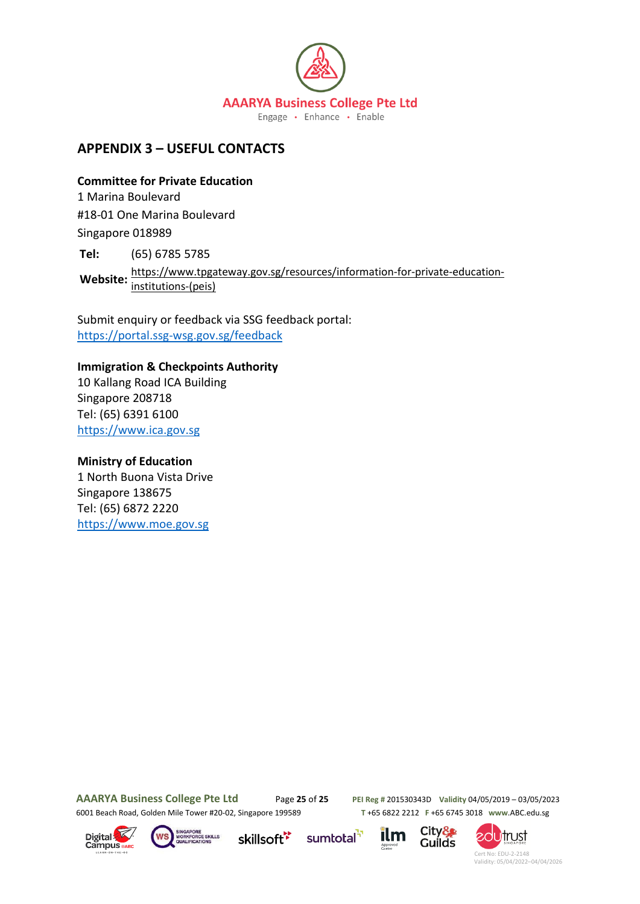## APPENDIX 3 – USEFUL CONTACTS

**Committee for Private Education**
1 Marina Boulevard
#18-01 One Marina Boulevard
Singapore 018989

**Tel:** (65) 6785 5785
**Website:** https://www.tpgateway.gov.sg/resources/information-for-private-education-institutions-(peis)

Submit enquiry or feedback via SSG feedback portal:
https://portal.ssg-wsg.gov.sg/feedback

**Immigration & Checkpoints Authority**
10 Kallang Road ICA Building
Singapore 208718
Tel: (65) 6391 6100
https://www.ica.gov.sg

**Ministry of Education**
1 North Buona Vista Drive
Singapore 138675
Tel: (65) 6872 2220
https://www.moe.gov.sg